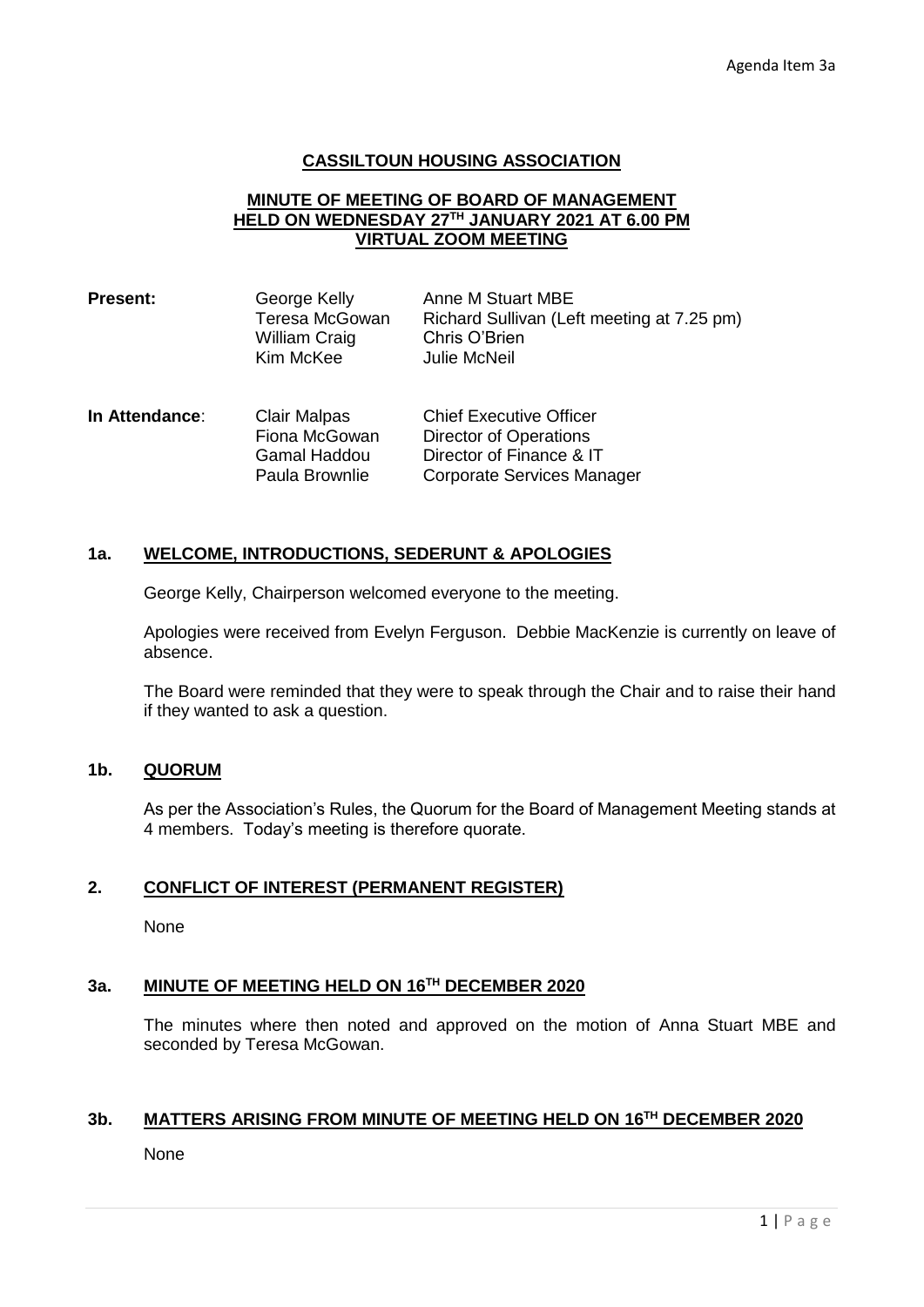Agenda Item 3a

# CASSILTOUN HOUSING ASSOCIATION

## MINUTE OF MEETING OF BOARD OF MANAGEMENT HELD ON WEDNESDAY 27TH JANUARY 2021 AT 6.00 PM VIRTUAL ZOOM MEETING

| | | |
|---|---|---|
| **Present:** | George Kelly | Anne M Stuart MBE |
| | Teresa McGowan | Richard Sullivan (Left meeting at 7.25 pm) |
| | William Craig | Chris O'Brien |
| | Kim McKee | Julie McNeil |

| | | |
|---|---|---|
| **In Attendance**: | Clair Malpas | Chief Executive Officer |
| | Fiona McGowan | Director of Operations |
| | Gamal Haddou | Director of Finance & IT |
| | Paula Brownlie | Corporate Services Manager |

### 1a. WELCOME, INTRODUCTIONS, SEDERUNT & APOLOGIES

George Kelly, Chairperson welcomed everyone to the meeting.

Apologies were received from Evelyn Ferguson. Debbie MacKenzie is currently on leave of absence.

The Board were reminded that they were to speak through the Chair and to raise their hand if they wanted to ask a question.

### 1b. QUORUM

As per the Association's Rules, the Quorum for the Board of Management Meeting stands at 4 members. Today's meeting is therefore quorate.

### 2. CONFLICT OF INTEREST (PERMANENT REGISTER)

None

### 3a. MINUTE OF MEETING HELD ON 16TH DECEMBER 2020

The minutes where then noted and approved on the motion of Anna Stuart MBE and seconded by Teresa McGowan.

### 3b. MATTERS ARISING FROM MINUTE OF MEETING HELD ON 16TH DECEMBER 2020

None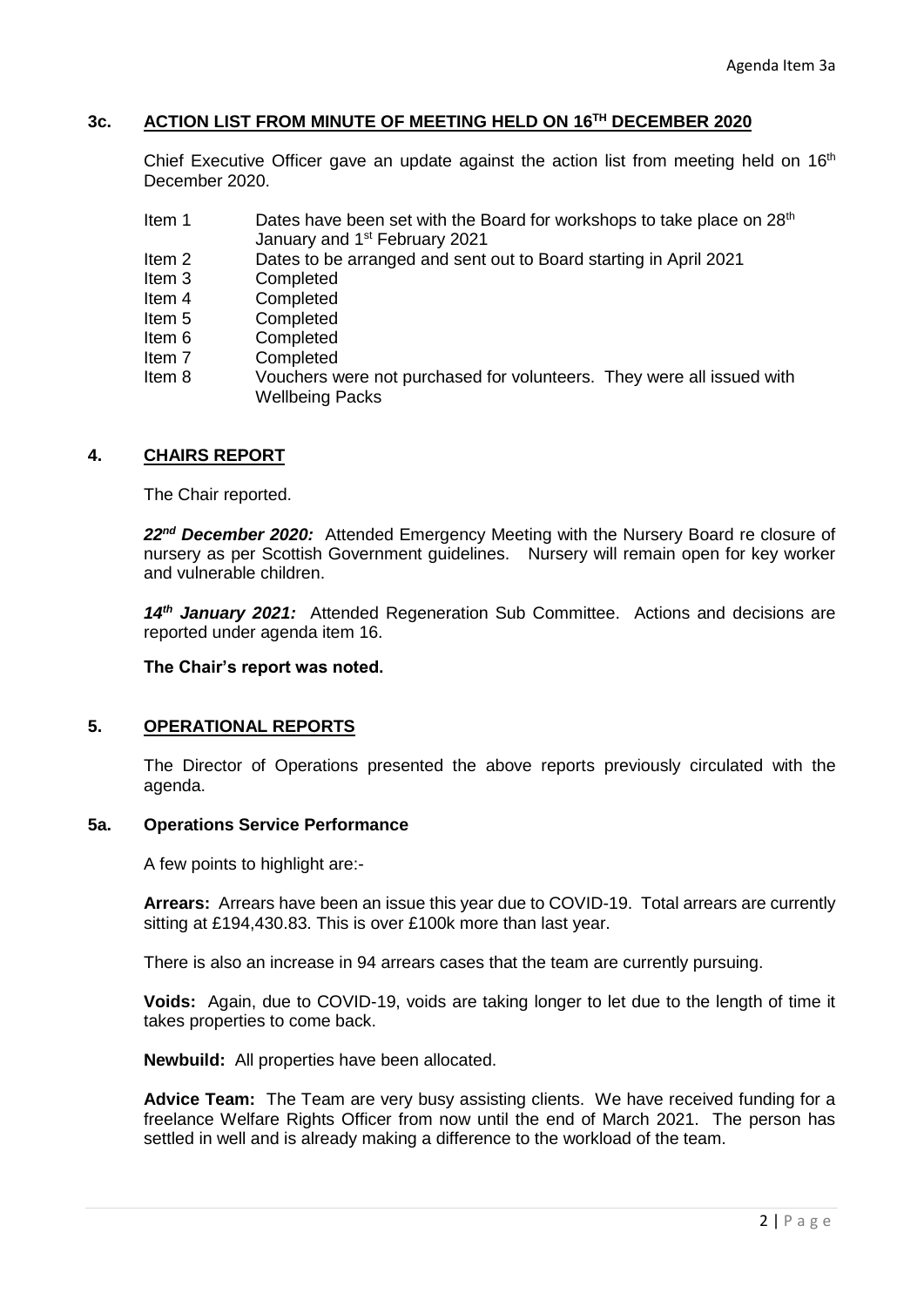## 3c. ACTION LIST FROM MINUTE OF MEETING HELD ON 16TH DECEMBER 2020

Chief Executive Officer gave an update against the action list from meeting held on 16th December 2020.

| | |
|---|---|
| Item 1 | Dates have been set with the Board for workshops to take place on 28th January and 1st February 2021 |
| Item 2 | Dates to be arranged and sent out to Board starting in April 2021 |
| Item 3 | Completed |
| Item 4 | Completed |
| Item 5 | Completed |
| Item 6 | Completed |
| Item 7 | Completed |
| Item 8 | Vouchers were not purchased for volunteers. They were all issued with Wellbeing Packs |

## 4. CHAIRS REPORT

The Chair reported.

***22nd December 2020:*** Attended Emergency Meeting with the Nursery Board re closure of nursery as per Scottish Government guidelines. Nursery will remain open for key worker and vulnerable children.

***14th January 2021:*** Attended Regeneration Sub Committee. Actions and decisions are reported under agenda item 16.

**The Chair's report was noted.**

## 5. OPERATIONAL REPORTS

The Director of Operations presented the above reports previously circulated with the agenda.

### 5a. Operations Service Performance

A few points to highlight are:-

**Arrears:** Arrears have been an issue this year due to COVID-19. Total arrears are currently sitting at £194,430.83. This is over £100k more than last year.

There is also an increase in 94 arrears cases that the team are currently pursuing.

**Voids:** Again, due to COVID-19, voids are taking longer to let due to the length of time it takes properties to come back.

**Newbuild:** All properties have been allocated.

**Advice Team:** The Team are very busy assisting clients. We have received funding for a freelance Welfare Rights Officer from now until the end of March 2021. The person has settled in well and is already making a difference to the workload of the team.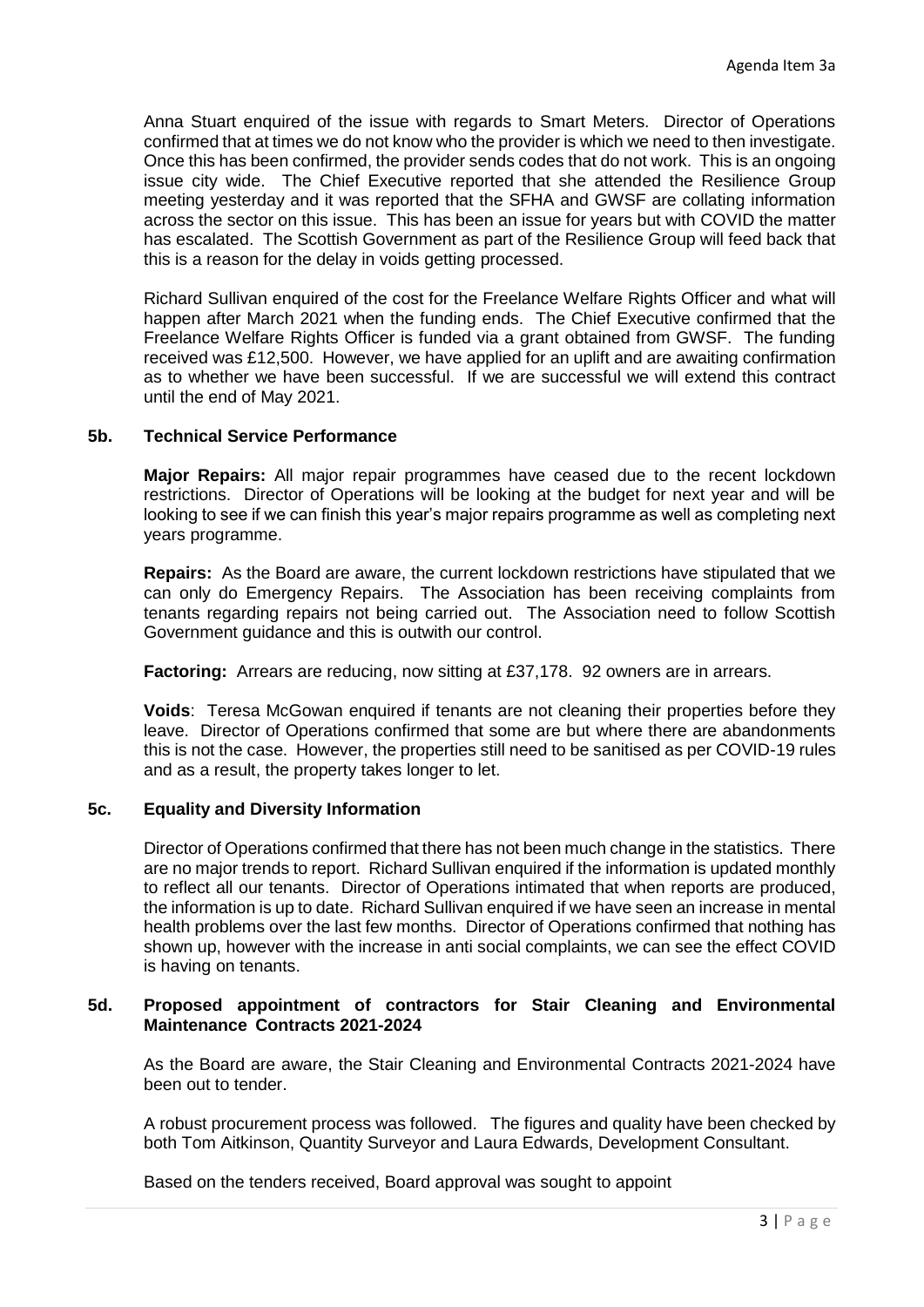Anna Stuart enquired of the issue with regards to Smart Meters. Director of Operations confirmed that at times we do not know who the provider is which we need to then investigate. Once this has been confirmed, the provider sends codes that do not work. This is an ongoing issue city wide. The Chief Executive reported that she attended the Resilience Group meeting yesterday and it was reported that the SFHA and GWSF are collating information across the sector on this issue. This has been an issue for years but with COVID the matter has escalated. The Scottish Government as part of the Resilience Group will feed back that this is a reason for the delay in voids getting processed.

Richard Sullivan enquired of the cost for the Freelance Welfare Rights Officer and what will happen after March 2021 when the funding ends. The Chief Executive confirmed that the Freelance Welfare Rights Officer is funded via a grant obtained from GWSF. The funding received was £12,500. However, we have applied for an uplift and are awaiting confirmation as to whether we have been successful. If we are successful we will extend this contract until the end of May 2021.

### 5b. Technical Service Performance

**Major Repairs:** All major repair programmes have ceased due to the recent lockdown restrictions. Director of Operations will be looking at the budget for next year and will be looking to see if we can finish this year's major repairs programme as well as completing next years programme.

**Repairs:** As the Board are aware, the current lockdown restrictions have stipulated that we can only do Emergency Repairs. The Association has been receiving complaints from tenants regarding repairs not being carried out. The Association need to follow Scottish Government guidance and this is outwith our control.

**Factoring:** Arrears are reducing, now sitting at £37,178. 92 owners are in arrears.

**Voids**: Teresa McGowan enquired if tenants are not cleaning their properties before they leave. Director of Operations confirmed that some are but where there are abandonments this is not the case. However, the properties still need to be sanitised as per COVID-19 rules and as a result, the property takes longer to let.

### 5c. Equality and Diversity Information

Director of Operations confirmed that there has not been much change in the statistics. There are no major trends to report. Richard Sullivan enquired if the information is updated monthly to reflect all our tenants. Director of Operations intimated that when reports are produced, the information is up to date. Richard Sullivan enquired if we have seen an increase in mental health problems over the last few months. Director of Operations confirmed that nothing has shown up, however with the increase in anti social complaints, we can see the effect COVID is having on tenants.

### 5d. Proposed appointment of contractors for Stair Cleaning and Environmental Maintenance Contracts 2021-2024

As the Board are aware, the Stair Cleaning and Environmental Contracts 2021-2024 have been out to tender.

A robust procurement process was followed. The figures and quality have been checked by both Tom Aitkinson, Quantity Surveyor and Laura Edwards, Development Consultant.

Based on the tenders received, Board approval was sought to appoint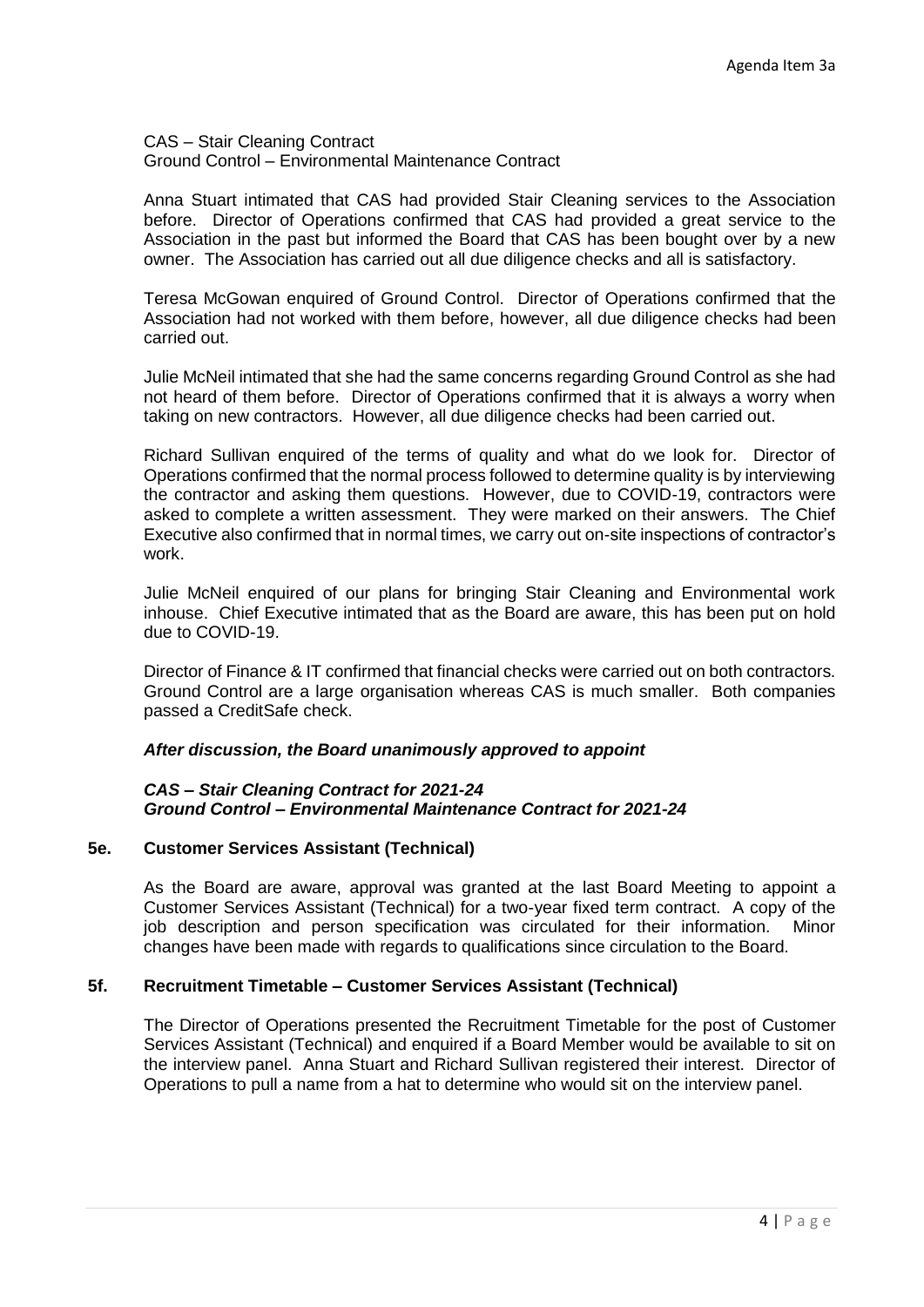CAS – Stair Cleaning Contract
Ground Control – Environmental Maintenance Contract

Anna Stuart intimated that CAS had provided Stair Cleaning services to the Association before. Director of Operations confirmed that CAS had provided a great service to the Association in the past but informed the Board that CAS has been bought over by a new owner. The Association has carried out all due diligence checks and all is satisfactory.

Teresa McGowan enquired of Ground Control. Director of Operations confirmed that the Association had not worked with them before, however, all due diligence checks had been carried out.

Julie McNeil intimated that she had the same concerns regarding Ground Control as she had not heard of them before. Director of Operations confirmed that it is always a worry when taking on new contractors. However, all due diligence checks had been carried out.

Richard Sullivan enquired of the terms of quality and what do we look for. Director of Operations confirmed that the normal process followed to determine quality is by interviewing the contractor and asking them questions. However, due to COVID-19, contractors were asked to complete a written assessment. They were marked on their answers. The Chief Executive also confirmed that in normal times, we carry out on-site inspections of contractor's work.

Julie McNeil enquired of our plans for bringing Stair Cleaning and Environmental work inhouse. Chief Executive intimated that as the Board are aware, this has been put on hold due to COVID-19.

Director of Finance & IT confirmed that financial checks were carried out on both contractors. Ground Control are a large organisation whereas CAS is much smaller. Both companies passed a CreditSafe check.

***After discussion, the Board unanimously approved to appoint***

***CAS – Stair Cleaning Contract for 2021-24***
***Ground Control – Environmental Maintenance Contract for 2021-24***

### 5e. Customer Services Assistant (Technical)

As the Board are aware, approval was granted at the last Board Meeting to appoint a Customer Services Assistant (Technical) for a two-year fixed term contract. A copy of the job description and person specification was circulated for their information. Minor changes have been made with regards to qualifications since circulation to the Board.

### 5f. Recruitment Timetable – Customer Services Assistant (Technical)

The Director of Operations presented the Recruitment Timetable for the post of Customer Services Assistant (Technical) and enquired if a Board Member would be available to sit on the interview panel. Anna Stuart and Richard Sullivan registered their interest. Director of Operations to pull a name from a hat to determine who would sit on the interview panel.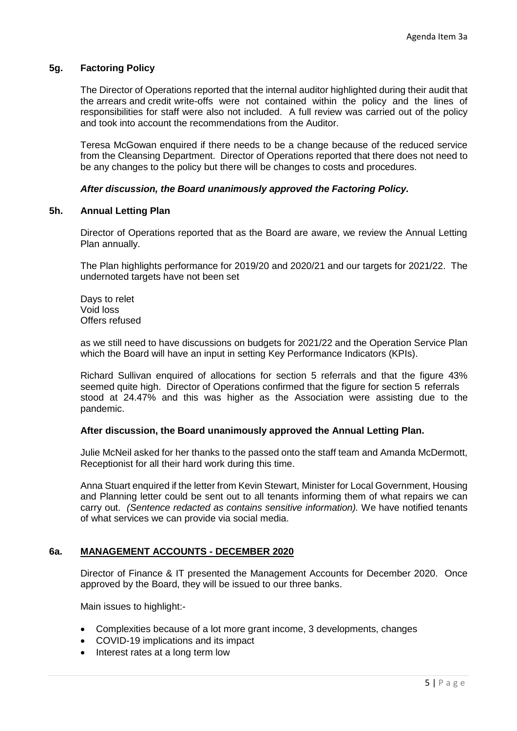### 5g. Factoring Policy

The Director of Operations reported that the internal auditor highlighted during their audit that the arrears and credit write-offs were not contained within the policy and the lines of responsibilities for staff were also not included. A full review was carried out of the policy and took into account the recommendations from the Auditor.

Teresa McGowan enquired if there needs to be a change because of the reduced service from the Cleansing Department. Director of Operations reported that there does not need to be any changes to the policy but there will be changes to costs and procedures.

***After discussion, the Board unanimously approved the Factoring Policy.***

### 5h. Annual Letting Plan

Director of Operations reported that as the Board are aware, we review the Annual Letting Plan annually.

The Plan highlights performance for 2019/20 and 2020/21 and our targets for 2021/22. The undernoted targets have not been set

Days to relet
Void loss
Offers refused

as we still need to have discussions on budgets for 2021/22 and the Operation Service Plan which the Board will have an input in setting Key Performance Indicators (KPIs).

Richard Sullivan enquired of allocations for section 5 referrals and that the figure 43% seemed quite high. Director of Operations confirmed that the figure for section 5 referrals stood at 24.47% and this was higher as the Association were assisting due to the pandemic.

**After discussion, the Board unanimously approved the Annual Letting Plan.**

Julie McNeil asked for her thanks to the passed onto the staff team and Amanda McDermott, Receptionist for all their hard work during this time.

Anna Stuart enquired if the letter from Kevin Stewart, Minister for Local Government, Housing and Planning letter could be sent out to all tenants informing them of what repairs we can carry out. *(Sentence redacted as contains sensitive information).* We have notified tenants of what services we can provide via social media.

### 6a. <u>MANAGEMENT ACCOUNTS - DECEMBER 2020</u>

Director of Finance & IT presented the Management Accounts for December 2020. Once approved by the Board, they will be issued to our three banks.

Main issues to highlight:-

- Complexities because of a lot more grant income, 3 developments, changes
- COVID-19 implications and its impact
- Interest rates at a long term low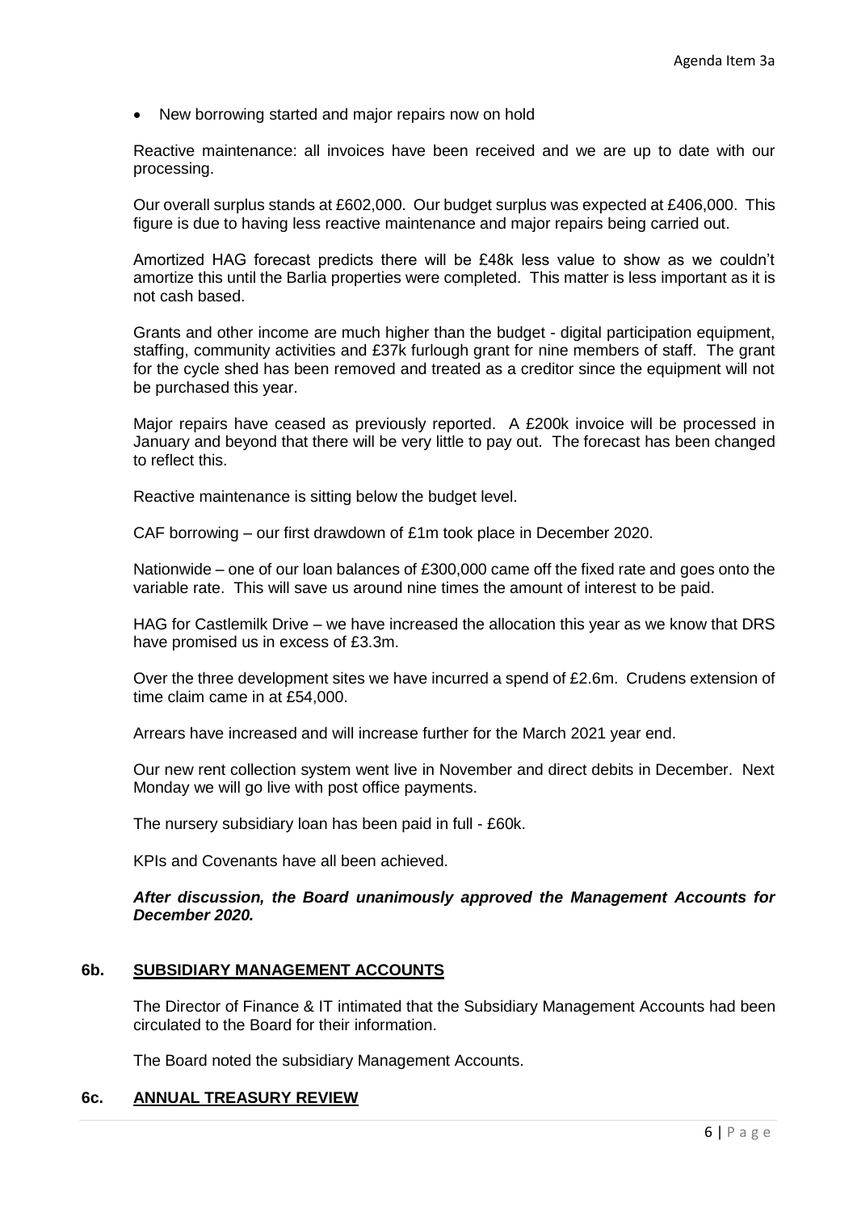- New borrowing started and major repairs now on hold

Reactive maintenance: all invoices have been received and we are up to date with our processing.

Our overall surplus stands at £602,000. Our budget surplus was expected at £406,000. This figure is due to having less reactive maintenance and major repairs being carried out.

Amortized HAG forecast predicts there will be £48k less value to show as we couldn't amortize this until the Barlia properties were completed. This matter is less important as it is not cash based.

Grants and other income are much higher than the budget - digital participation equipment, staffing, community activities and £37k furlough grant for nine members of staff. The grant for the cycle shed has been removed and treated as a creditor since the equipment will not be purchased this year.

Major repairs have ceased as previously reported. A £200k invoice will be processed in January and beyond that there will be very little to pay out. The forecast has been changed to reflect this.

Reactive maintenance is sitting below the budget level.

CAF borrowing – our first drawdown of £1m took place in December 2020.

Nationwide – one of our loan balances of £300,000 came off the fixed rate and goes onto the variable rate. This will save us around nine times the amount of interest to be paid.

HAG for Castlemilk Drive – we have increased the allocation this year as we know that DRS have promised us in excess of £3.3m.

Over the three development sites we have incurred a spend of £2.6m. Crudens extension of time claim came in at £54,000.

Arrears have increased and will increase further for the March 2021 year end.

Our new rent collection system went live in November and direct debits in December. Next Monday we will go live with post office payments.

The nursery subsidiary loan has been paid in full - £60k.

KPIs and Covenants have all been achieved.

***After discussion, the Board unanimously approved the Management Accounts for December 2020.***

## 6b. SUBSIDIARY MANAGEMENT ACCOUNTS

The Director of Finance & IT intimated that the Subsidiary Management Accounts had been circulated to the Board for their information.

The Board noted the subsidiary Management Accounts.

## 6c. ANNUAL TREASURY REVIEW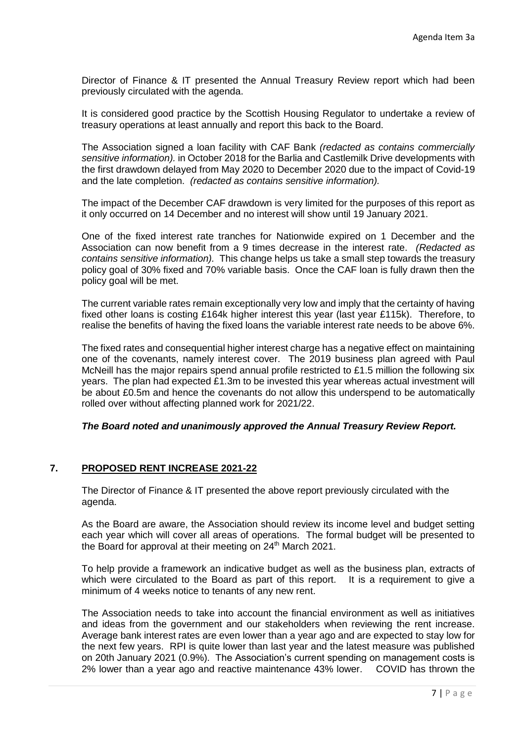Director of Finance & IT presented the Annual Treasury Review report which had been previously circulated with the agenda.

It is considered good practice by the Scottish Housing Regulator to undertake a review of treasury operations at least annually and report this back to the Board.

The Association signed a loan facility with CAF Bank *(redacted as contains commercially sensitive information).* in October 2018 for the Barlia and Castlemilk Drive developments with the first drawdown delayed from May 2020 to December 2020 due to the impact of Covid-19 and the late completion. *(redacted as contains sensitive information).*

The impact of the December CAF drawdown is very limited for the purposes of this report as it only occurred on 14 December and no interest will show until 19 January 2021.

One of the fixed interest rate tranches for Nationwide expired on 1 December and the Association can now benefit from a 9 times decrease in the interest rate. *(Redacted as contains sensitive information).* This change helps us take a small step towards the treasury policy goal of 30% fixed and 70% variable basis. Once the CAF loan is fully drawn then the policy goal will be met.

The current variable rates remain exceptionally very low and imply that the certainty of having fixed other loans is costing £164k higher interest this year (last year £115k). Therefore, to realise the benefits of having the fixed loans the variable interest rate needs to be above 6%.

The fixed rates and consequential higher interest charge has a negative effect on maintaining one of the covenants, namely interest cover. The 2019 business plan agreed with Paul McNeill has the major repairs spend annual profile restricted to £1.5 million the following six years. The plan had expected £1.3m to be invested this year whereas actual investment will be about £0.5m and hence the covenants do not allow this underspend to be automatically rolled over without affecting planned work for 2021/22.

***The Board noted and unanimously approved the Annual Treasury Review Report.***

## 7. PROPOSED RENT INCREASE 2021-22

The Director of Finance & IT presented the above report previously circulated with the agenda.

As the Board are aware, the Association should review its income level and budget setting each year which will cover all areas of operations. The formal budget will be presented to the Board for approval at their meeting on 24th March 2021.

To help provide a framework an indicative budget as well as the business plan, extracts of which were circulated to the Board as part of this report. It is a requirement to give a minimum of 4 weeks notice to tenants of any new rent.

The Association needs to take into account the financial environment as well as initiatives and ideas from the government and our stakeholders when reviewing the rent increase. Average bank interest rates are even lower than a year ago and are expected to stay low for the next few years. RPI is quite lower than last year and the latest measure was published on 20th January 2021 (0.9%). The Association's current spending on management costs is 2% lower than a year ago and reactive maintenance 43% lower. COVID has thrown the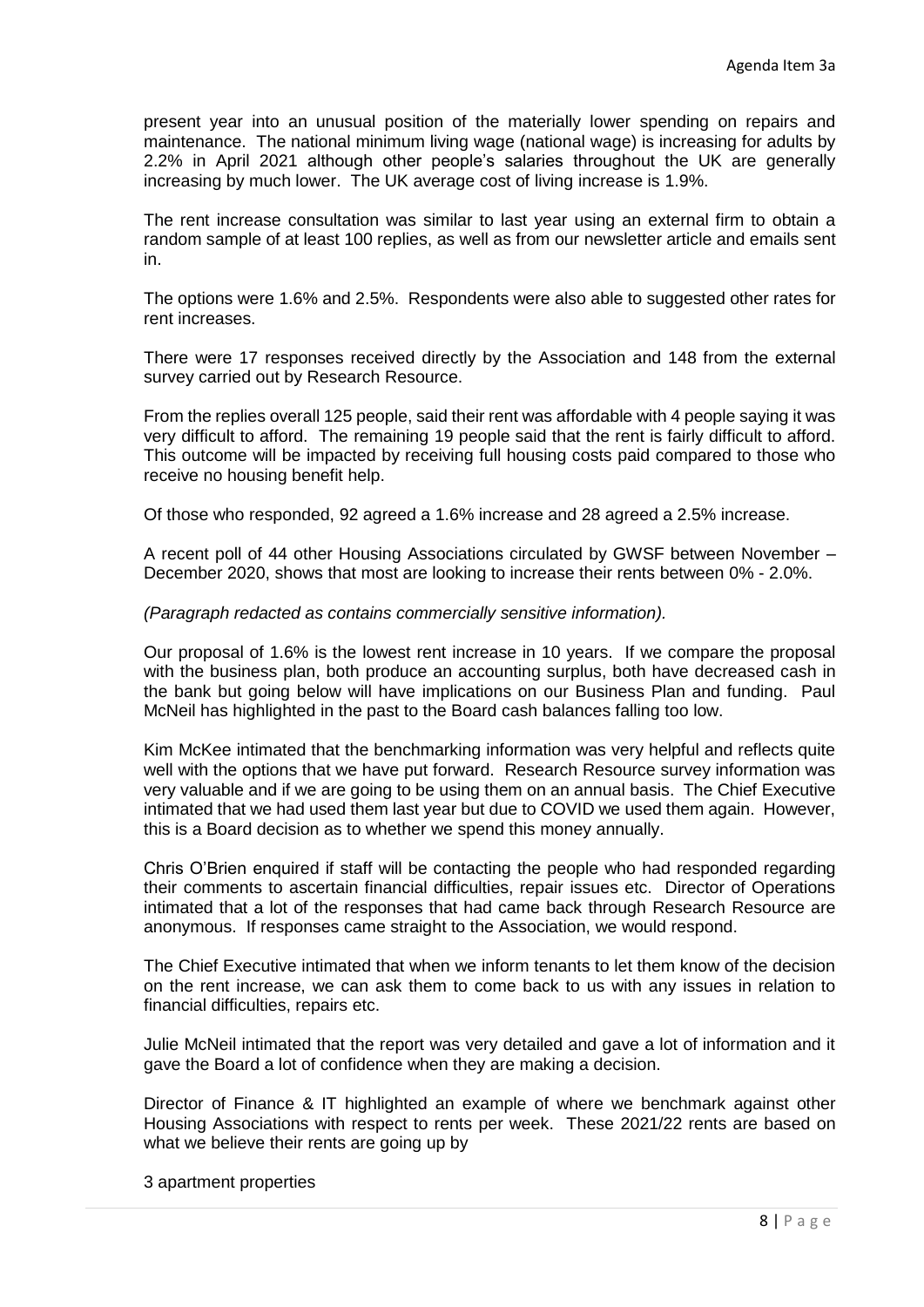present year into an unusual position of the materially lower spending on repairs and maintenance. The national minimum living wage (national wage) is increasing for adults by 2.2% in April 2021 although other people's salaries throughout the UK are generally increasing by much lower. The UK average cost of living increase is 1.9%.

The rent increase consultation was similar to last year using an external firm to obtain a random sample of at least 100 replies, as well as from our newsletter article and emails sent in.

The options were 1.6% and 2.5%. Respondents were also able to suggested other rates for rent increases.

There were 17 responses received directly by the Association and 148 from the external survey carried out by Research Resource.

From the replies overall 125 people, said their rent was affordable with 4 people saying it was very difficult to afford. The remaining 19 people said that the rent is fairly difficult to afford. This outcome will be impacted by receiving full housing costs paid compared to those who receive no housing benefit help.

Of those who responded, 92 agreed a 1.6% increase and 28 agreed a 2.5% increase.

A recent poll of 44 other Housing Associations circulated by GWSF between November – December 2020, shows that most are looking to increase their rents between 0% - 2.0%.

*(Paragraph redacted as contains commercially sensitive information).*

Our proposal of 1.6% is the lowest rent increase in 10 years. If we compare the proposal with the business plan, both produce an accounting surplus, both have decreased cash in the bank but going below will have implications on our Business Plan and funding. Paul McNeil has highlighted in the past to the Board cash balances falling too low.

Kim McKee intimated that the benchmarking information was very helpful and reflects quite well with the options that we have put forward. Research Resource survey information was very valuable and if we are going to be using them on an annual basis. The Chief Executive intimated that we had used them last year but due to COVID we used them again. However, this is a Board decision as to whether we spend this money annually.

Chris O'Brien enquired if staff will be contacting the people who had responded regarding their comments to ascertain financial difficulties, repair issues etc. Director of Operations intimated that a lot of the responses that had came back through Research Resource are anonymous. If responses came straight to the Association, we would respond.

The Chief Executive intimated that when we inform tenants to let them know of the decision on the rent increase, we can ask them to come back to us with any issues in relation to financial difficulties, repairs etc.

Julie McNeil intimated that the report was very detailed and gave a lot of information and it gave the Board a lot of confidence when they are making a decision.

Director of Finance & IT highlighted an example of where we benchmark against other Housing Associations with respect to rents per week. These 2021/22 rents are based on what we believe their rents are going up by

3 apartment properties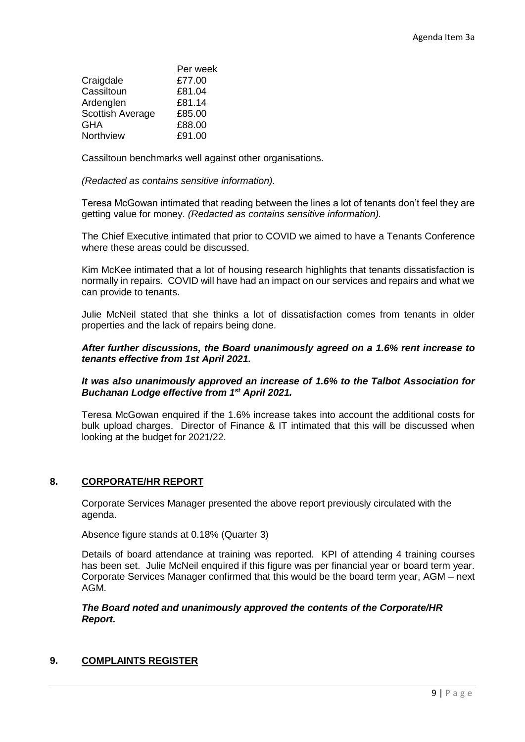| | Per week |
|---|---|
| Craigdale | £77.00 |
| Cassiltoun | £81.04 |
| Ardenglen | £81.14 |
| Scottish Average | £85.00 |
| GHA | £88.00 |
| Northview | £91.00 |

Cassiltoun benchmarks well against other organisations.

*(Redacted as contains sensitive information).*

Teresa McGowan intimated that reading between the lines a lot of tenants don't feel they are getting value for money. *(Redacted as contains sensitive information).*

The Chief Executive intimated that prior to COVID we aimed to have a Tenants Conference where these areas could be discussed.

Kim McKee intimated that a lot of housing research highlights that tenants dissatisfaction is normally in repairs. COVID will have had an impact on our services and repairs and what we can provide to tenants.

Julie McNeil stated that she thinks a lot of dissatisfaction comes from tenants in older properties and the lack of repairs being done.

***After further discussions, the Board unanimously agreed on a 1.6% rent increase to tenants effective from 1st April 2021.***

***It was also unanimously approved an increase of 1.6% to the Talbot Association for Buchanan Lodge effective from 1st April 2021.***

Teresa McGowan enquired if the 1.6% increase takes into account the additional costs for bulk upload charges. Director of Finance & IT intimated that this will be discussed when looking at the budget for 2021/22.

## 8. CORPORATE/HR REPORT

Corporate Services Manager presented the above report previously circulated with the agenda.

Absence figure stands at 0.18% (Quarter 3)

Details of board attendance at training was reported. KPI of attending 4 training courses has been set. Julie McNeil enquired if this figure was per financial year or board term year. Corporate Services Manager confirmed that this would be the board term year, AGM – next AGM.

***The Board noted and unanimously approved the contents of the Corporate/HR Report.***

## 9. COMPLAINTS REGISTER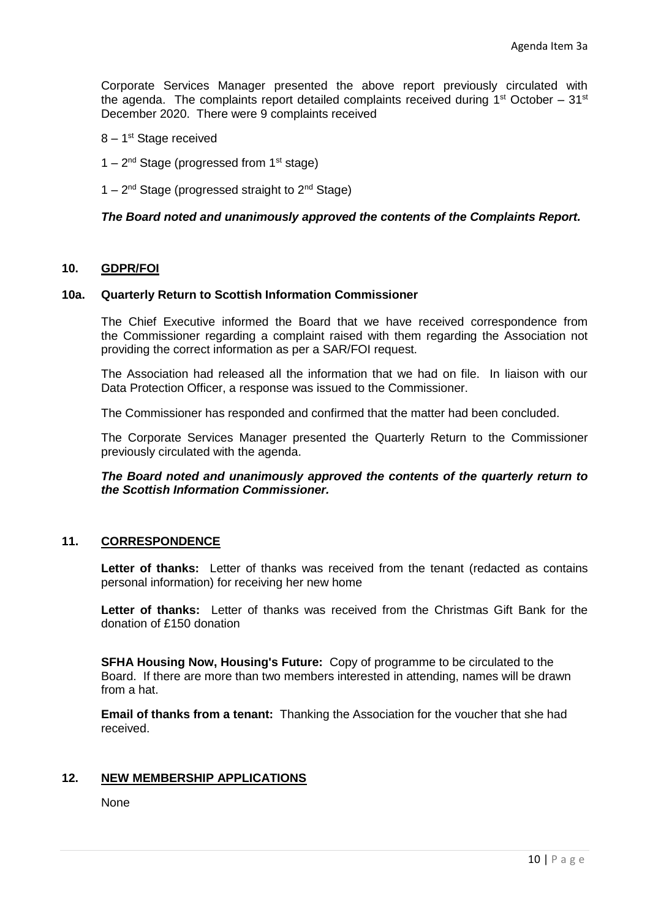Corporate Services Manager presented the above report previously circulated with the agenda. The complaints report detailed complaints received during 1st October – 31st December 2020. There were 9 complaints received

8 – 1st Stage received

1 – 2nd Stage (progressed from 1st stage)

1 – 2nd Stage (progressed straight to 2nd Stage)

***The Board noted and unanimously approved the contents of the Complaints Report.***

## 10. GDPR/FOI

### 10a. Quarterly Return to Scottish Information Commissioner

The Chief Executive informed the Board that we have received correspondence from the Commissioner regarding a complaint raised with them regarding the Association not providing the correct information as per a SAR/FOI request.

The Association had released all the information that we had on file. In liaison with our Data Protection Officer, a response was issued to the Commissioner.

The Commissioner has responded and confirmed that the matter had been concluded.

The Corporate Services Manager presented the Quarterly Return to the Commissioner previously circulated with the agenda.

***The Board noted and unanimously approved the contents of the quarterly return to the Scottish Information Commissioner.***

## 11. CORRESPONDENCE

**Letter of thanks:** Letter of thanks was received from the tenant (redacted as contains personal information) for receiving her new home

**Letter of thanks:** Letter of thanks was received from the Christmas Gift Bank for the donation of £150 donation

**SFHA Housing Now, Housing's Future:** Copy of programme to be circulated to the Board. If there are more than two members interested in attending, names will be drawn from a hat.

**Email of thanks from a tenant:** Thanking the Association for the voucher that she had received.

## 12. NEW MEMBERSHIP APPLICATIONS

None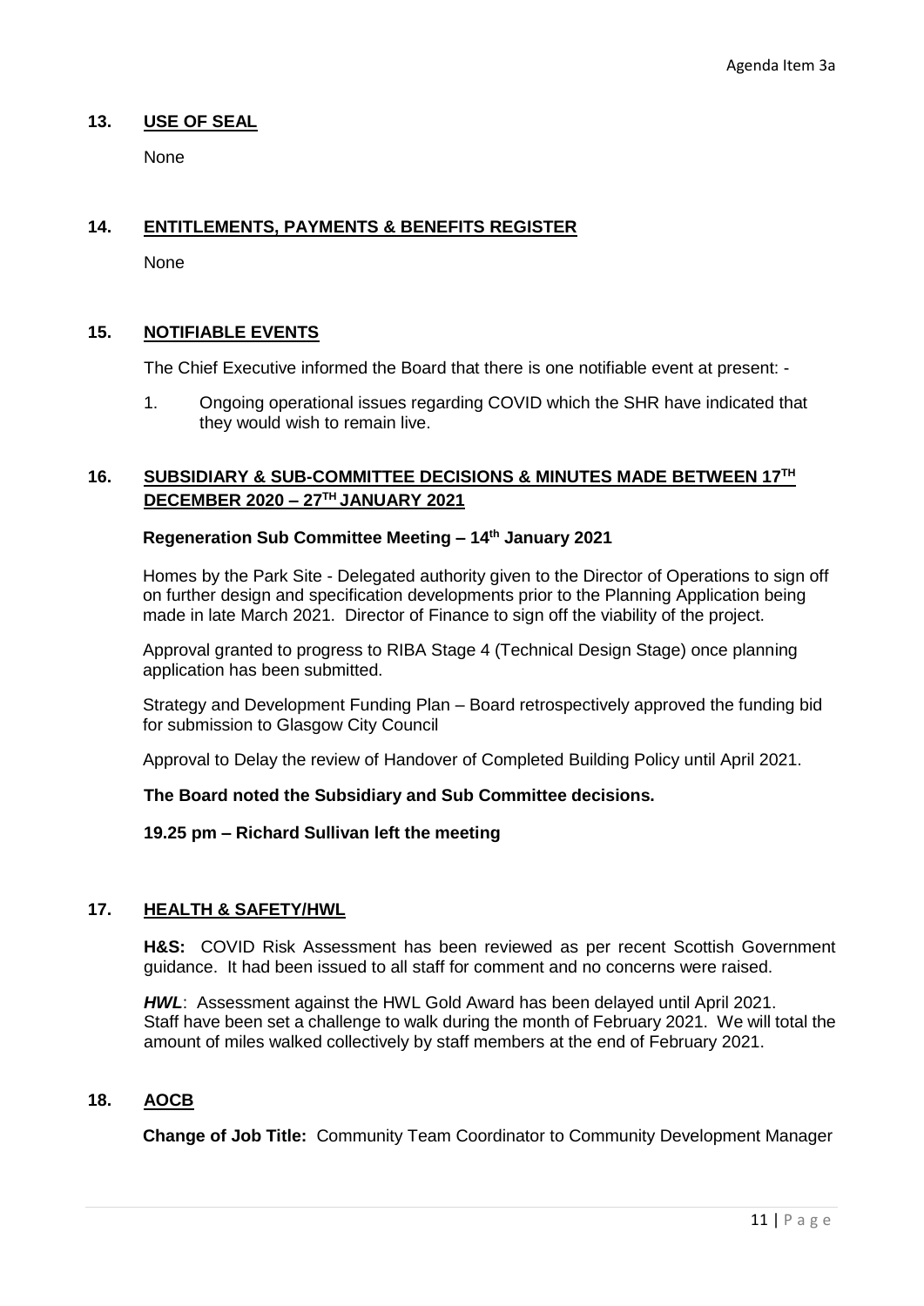## 13. USE OF SEAL

None

## 14. ENTITLEMENTS, PAYMENTS & BENEFITS REGISTER

None

## 15. NOTIFIABLE EVENTS

The Chief Executive informed the Board that there is one notifiable event at present: -

1. Ongoing operational issues regarding COVID which the SHR have indicated that they would wish to remain live.

## 16. SUBSIDIARY & SUB-COMMITTEE DECISIONS & MINUTES MADE BETWEEN 17TH DECEMBER 2020 – 27TH JANUARY 2021

**Regeneration Sub Committee Meeting – 14th January 2021**

Homes by the Park Site - Delegated authority given to the Director of Operations to sign off on further design and specification developments prior to the Planning Application being made in late March 2021. Director of Finance to sign off the viability of the project.

Approval granted to progress to RIBA Stage 4 (Technical Design Stage) once planning application has been submitted.

Strategy and Development Funding Plan – Board retrospectively approved the funding bid for submission to Glasgow City Council

Approval to Delay the review of Handover of Completed Building Policy until April 2021.

**The Board noted the Subsidiary and Sub Committee decisions.**

**19.25 pm – Richard Sullivan left the meeting**

## 17. HEALTH & SAFETY/HWL

**H&S:** COVID Risk Assessment has been reviewed as per recent Scottish Government guidance. It had been issued to all staff for comment and no concerns were raised.

***HWL***: Assessment against the HWL Gold Award has been delayed until April 2021. Staff have been set a challenge to walk during the month of February 2021. We will total the amount of miles walked collectively by staff members at the end of February 2021.

## 18. AOCB

**Change of Job Title:** Community Team Coordinator to Community Development Manager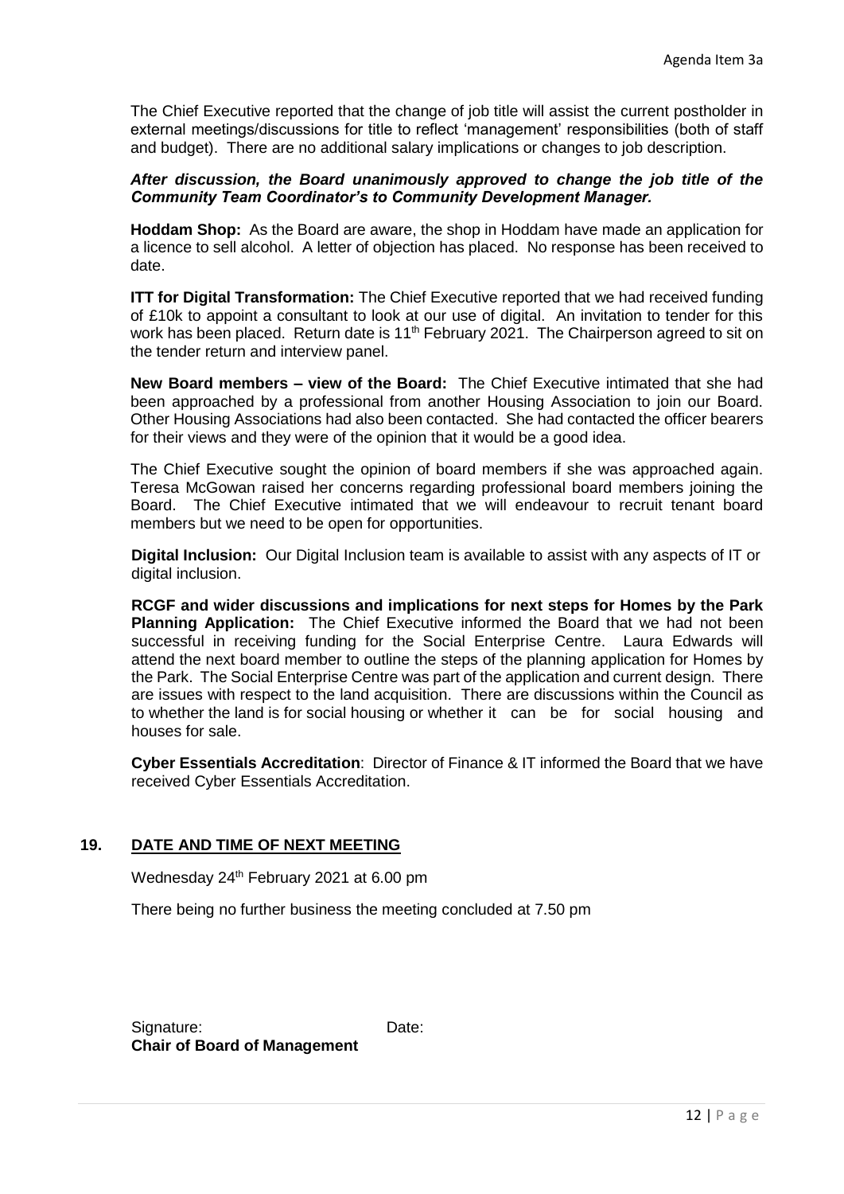The Chief Executive reported that the change of job title will assist the current postholder in external meetings/discussions for title to reflect 'management' responsibilities (both of staff and budget). There are no additional salary implications or changes to job description.

***After discussion, the Board unanimously approved to change the job title of the Community Team Coordinator's to Community Development Manager.***

**Hoddam Shop:** As the Board are aware, the shop in Hoddam have made an application for a licence to sell alcohol. A letter of objection has placed. No response has been received to date.

**ITT for Digital Transformation:** The Chief Executive reported that we had received funding of £10k to appoint a consultant to look at our use of digital. An invitation to tender for this work has been placed. Return date is 11th February 2021. The Chairperson agreed to sit on the tender return and interview panel.

**New Board members – view of the Board:** The Chief Executive intimated that she had been approached by a professional from another Housing Association to join our Board. Other Housing Associations had also been contacted. She had contacted the officer bearers for their views and they were of the opinion that it would be a good idea.

The Chief Executive sought the opinion of board members if she was approached again. Teresa McGowan raised her concerns regarding professional board members joining the Board. The Chief Executive intimated that we will endeavour to recruit tenant board members but we need to be open for opportunities.

**Digital Inclusion:** Our Digital Inclusion team is available to assist with any aspects of IT or digital inclusion.

**RCGF and wider discussions and implications for next steps for Homes by the Park Planning Application:** The Chief Executive informed the Board that we had not been successful in receiving funding for the Social Enterprise Centre. Laura Edwards will attend the next board member to outline the steps of the planning application for Homes by the Park. The Social Enterprise Centre was part of the application and current design. There are issues with respect to the land acquisition. There are discussions within the Council as to whether the land is for social housing or whether it can be for social housing and houses for sale.

**Cyber Essentials Accreditation**: Director of Finance & IT informed the Board that we have received Cyber Essentials Accreditation.

## 19. DATE AND TIME OF NEXT MEETING

Wednesday 24th February 2021 at 6.00 pm

There being no further business the meeting concluded at 7.50 pm

Signature: Date:

**Chair of Board of Management**